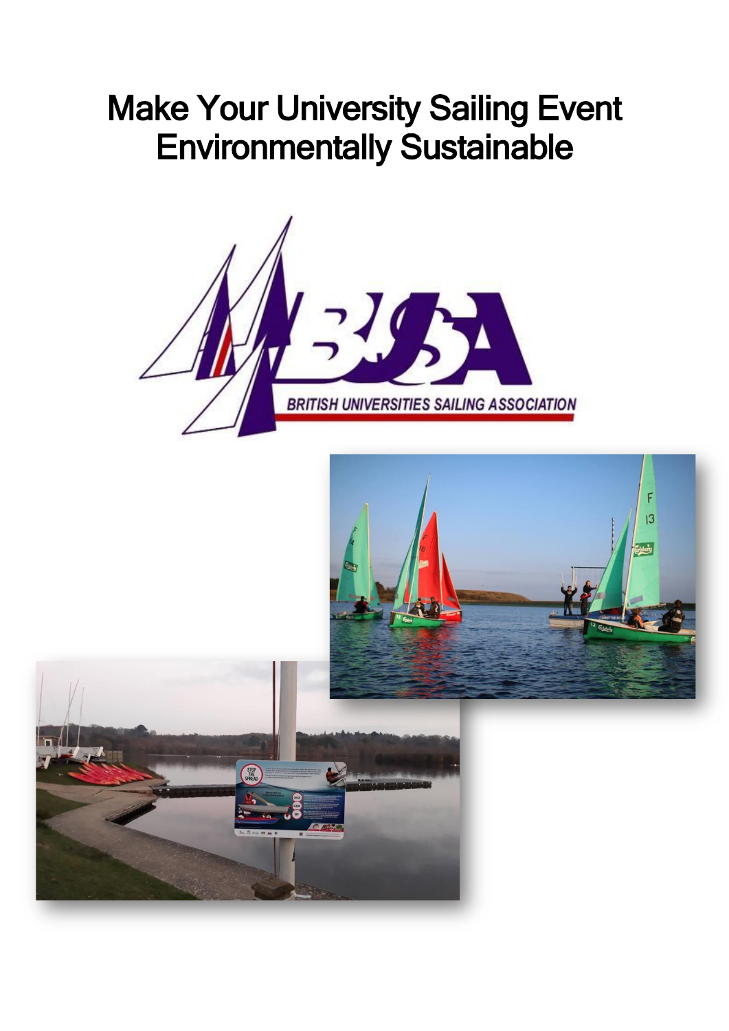# Make Your University Sailing Event Environmentally Sustainable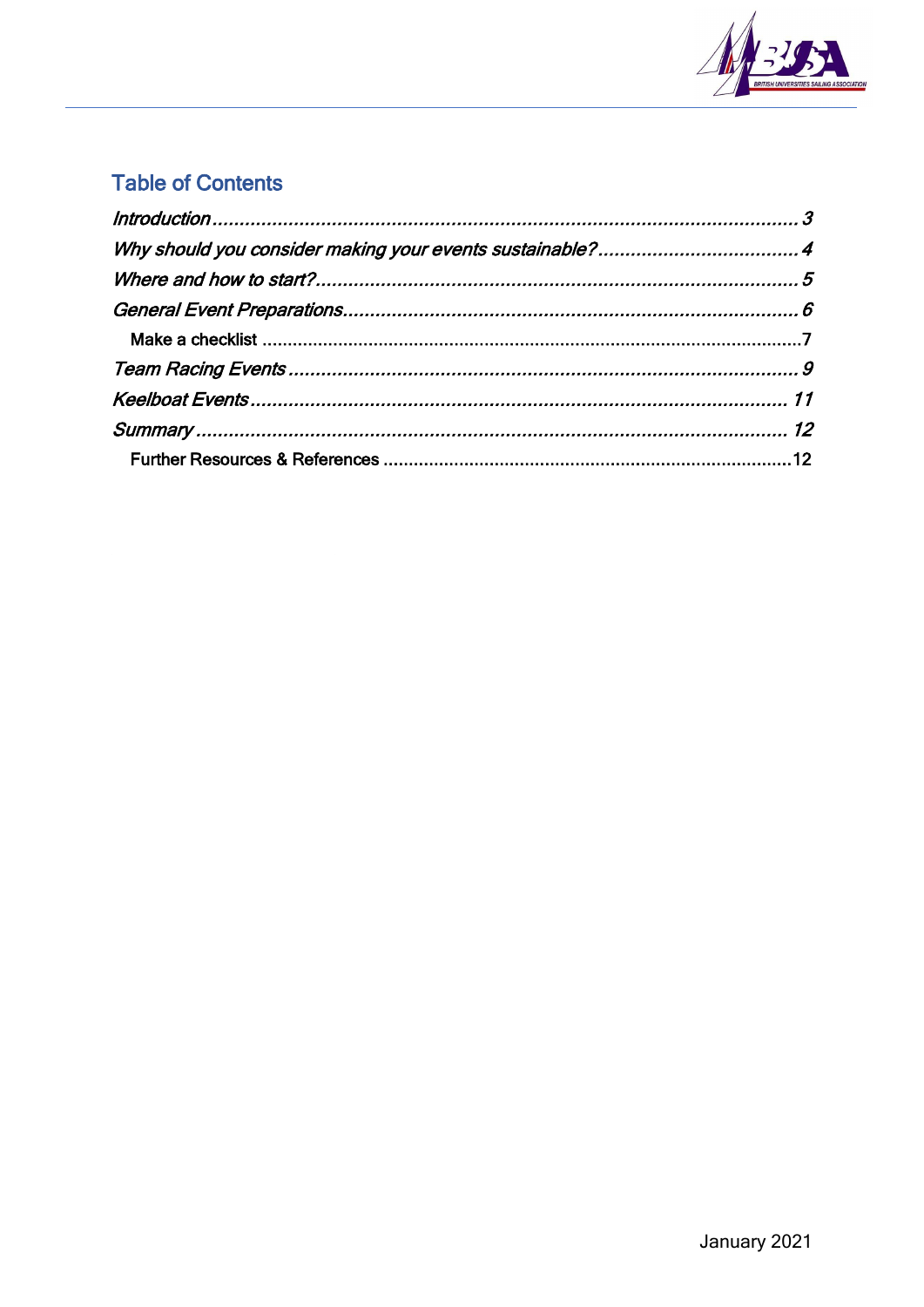## Table of Contents

*Introduction* ........................................................................................................ *3*

*Why should you consider making your events sustainable?* ..................................... *4*

*Where and how to start?* ......................................................................................... *5*

*General Event Preparations* ..................................................................................... *6*

- Make a checklist ........................................................................................................ 7

*Team Racing Events* ................................................................................................ *9*

*Keelboat Events* ...................................................................................................... *11*

*Summary* ................................................................................................................ *12*

- Further Resources & References ............................................................................... 12

January 2021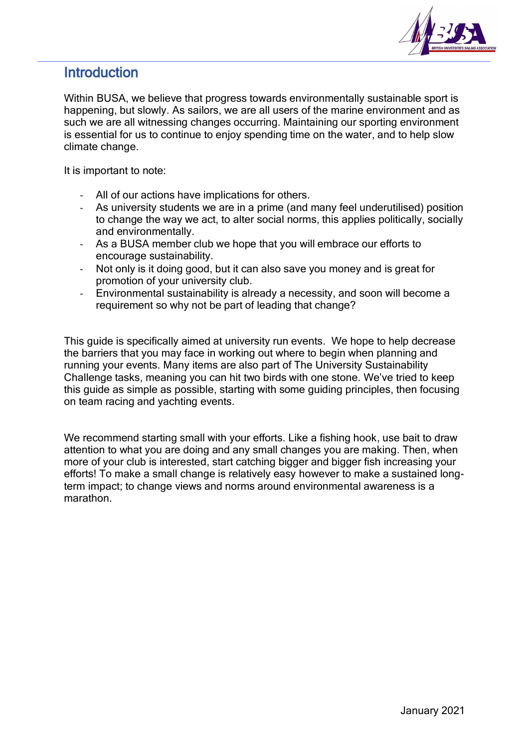## Introduction

Within BUSA, we believe that progress towards environmentally sustainable sport is happening, but slowly. As sailors, we are all users of the marine environment and as such we are all witnessing changes occurring. Maintaining our sporting environment is essential for us to continue to enjoy spending time on the water, and to help slow climate change.

It is important to note:

- All of our actions have implications for others.
- As university students we are in a prime (and many feel underutilised) position to change the way we act, to alter social norms, this applies politically, socially and environmentally.
- As a BUSA member club we hope that you will embrace our efforts to encourage sustainability.
- Not only is it doing good, but it can also save you money and is great for promotion of your university club.
- Environmental sustainability is already a necessity, and soon will become a requirement so why not be part of leading that change?

This guide is specifically aimed at university run events. We hope to help decrease the barriers that you may face in working out where to begin when planning and running your events. Many items are also part of The University Sustainability Challenge tasks, meaning you can hit two birds with one stone. We've tried to keep this guide as simple as possible, starting with some guiding principles, then focusing on team racing and yachting events.

We recommend starting small with your efforts. Like a fishing hook, use bait to draw attention to what you are doing and any small changes you are making. Then, when more of your club is interested, start catching bigger and bigger fish increasing your efforts! To make a small change is relatively easy however to make a sustained long-term impact; to change views and norms around environmental awareness is a marathon.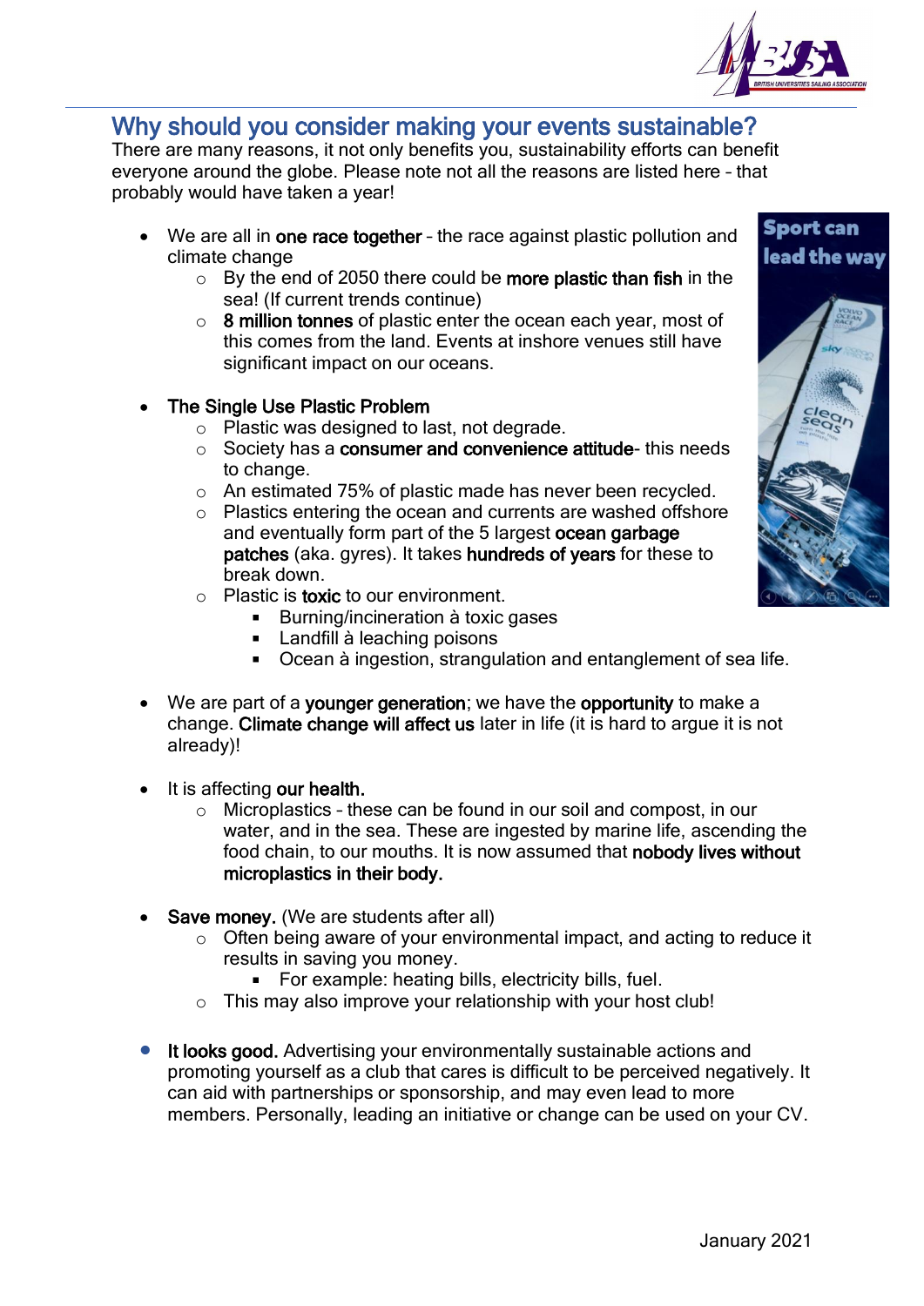## Why should you consider making your events sustainable?

There are many reasons, it not only benefits you, sustainability efforts can benefit everyone around the globe. Please note not all the reasons are listed here – that probably would have taken a year!

- We are all in **one race together** – the race against plastic pollution and climate change
  - By the end of 2050 there could be **more plastic than fish** in the sea! (If current trends continue)
  - **8 million tonnes** of plastic enter the ocean each year, most of this comes from the land. Events at inshore venues still have significant impact on our oceans.

- **The Single Use Plastic Problem**
  - Plastic was designed to last, not degrade.
  - Society has a **consumer and convenience attitude**- this needs to change.
  - An estimated 75% of plastic made has never been recycled.
  - Plastics entering the ocean and currents are washed offshore and eventually form part of the 5 largest **ocean garbage patches** (aka. gyres). It takes **hundreds of years** for these to break down.
  - Plastic is **toxic** to our environment.
    - Burning/incineration à toxic gases
    - Landfill à leaching poisons
    - Ocean à ingestion, strangulation and entanglement of sea life.

- We are part of a **younger generation**; we have the **opportunity** to make a change. **Climate change will affect us** later in life (it is hard to argue it is not already)!

- It is affecting **our health.**
  - Microplastics – these can be found in our soil and compost, in our water, and in the sea. These are ingested by marine life, ascending the food chain, to our mouths. It is now assumed that **nobody lives without microplastics in their body.**

- **Save money.** (We are students after all)
  - Often being aware of your environmental impact, and acting to reduce it results in saving you money.
    - For example: heating bills, electricity bills, fuel.
  - This may also improve your relationship with your host club!

- **It looks good.** Advertising your environmentally sustainable actions and promoting yourself as a club that cares is difficult to be perceived negatively. It can aid with partnerships or sponsorship, and may even lead to more members. Personally, leading an initiative or change can be used on your CV.

January 2021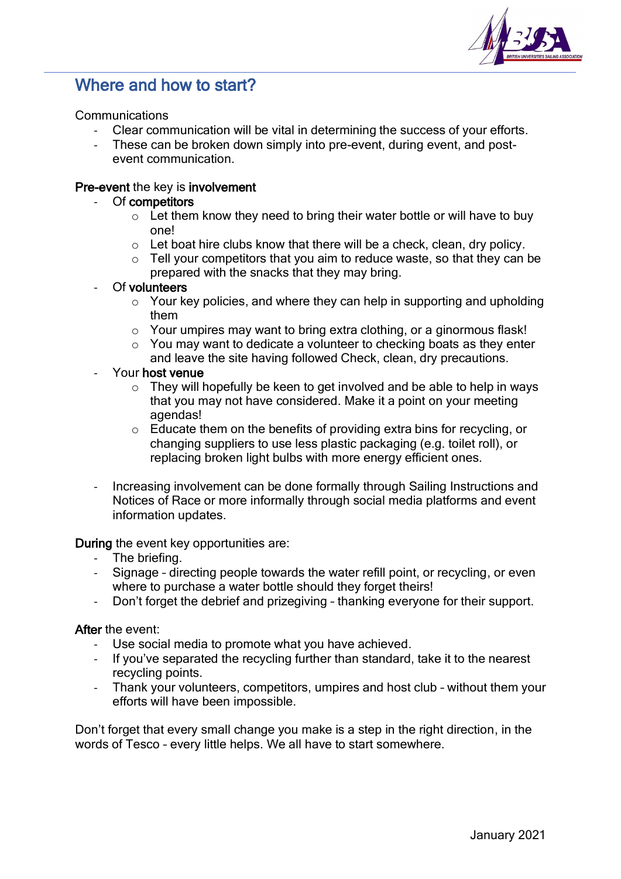## Where and how to start?

Communications

- Clear communication will be vital in determining the success of your efforts.
- These can be broken down simply into pre-event, during event, and post-event communication.

**Pre-event** the key is **involvement**

- Of **competitors**
  - Let them know they need to bring their water bottle or will have to buy one!
  - Let boat hire clubs know that there will be a check, clean, dry policy.
  - Tell your competitors that you aim to reduce waste, so that they can be prepared with the snacks that they may bring.
- Of **volunteers**
  - Your key policies, and where they can help in supporting and upholding them
  - Your umpires may want to bring extra clothing, or a ginormous flask!
  - You may want to dedicate a volunteer to checking boats as they enter and leave the site having followed Check, clean, dry precautions.
- Your **host venue**
  - They will hopefully be keen to get involved and be able to help in ways that you may not have considered. Make it a point on your meeting agendas!
  - Educate them on the benefits of providing extra bins for recycling, or changing suppliers to use less plastic packaging (e.g. toilet roll), or replacing broken light bulbs with more energy efficient ones.

- Increasing involvement can be done formally through Sailing Instructions and Notices of Race or more informally through social media platforms and event information updates.

**During** the event key opportunities are:

- The briefing.
- Signage – directing people towards the water refill point, or recycling, or even where to purchase a water bottle should they forget theirs!
- Don't forget the debrief and prizegiving – thanking everyone for their support.

**After** the event:

- Use social media to promote what you have achieved.
- If you've separated the recycling further than standard, take it to the nearest recycling points.
- Thank your volunteers, competitors, umpires and host club – without them your efforts will have been impossible.

Don't forget that every small change you make is a step in the right direction, in the words of Tesco – every little helps. We all have to start somewhere.

January 2021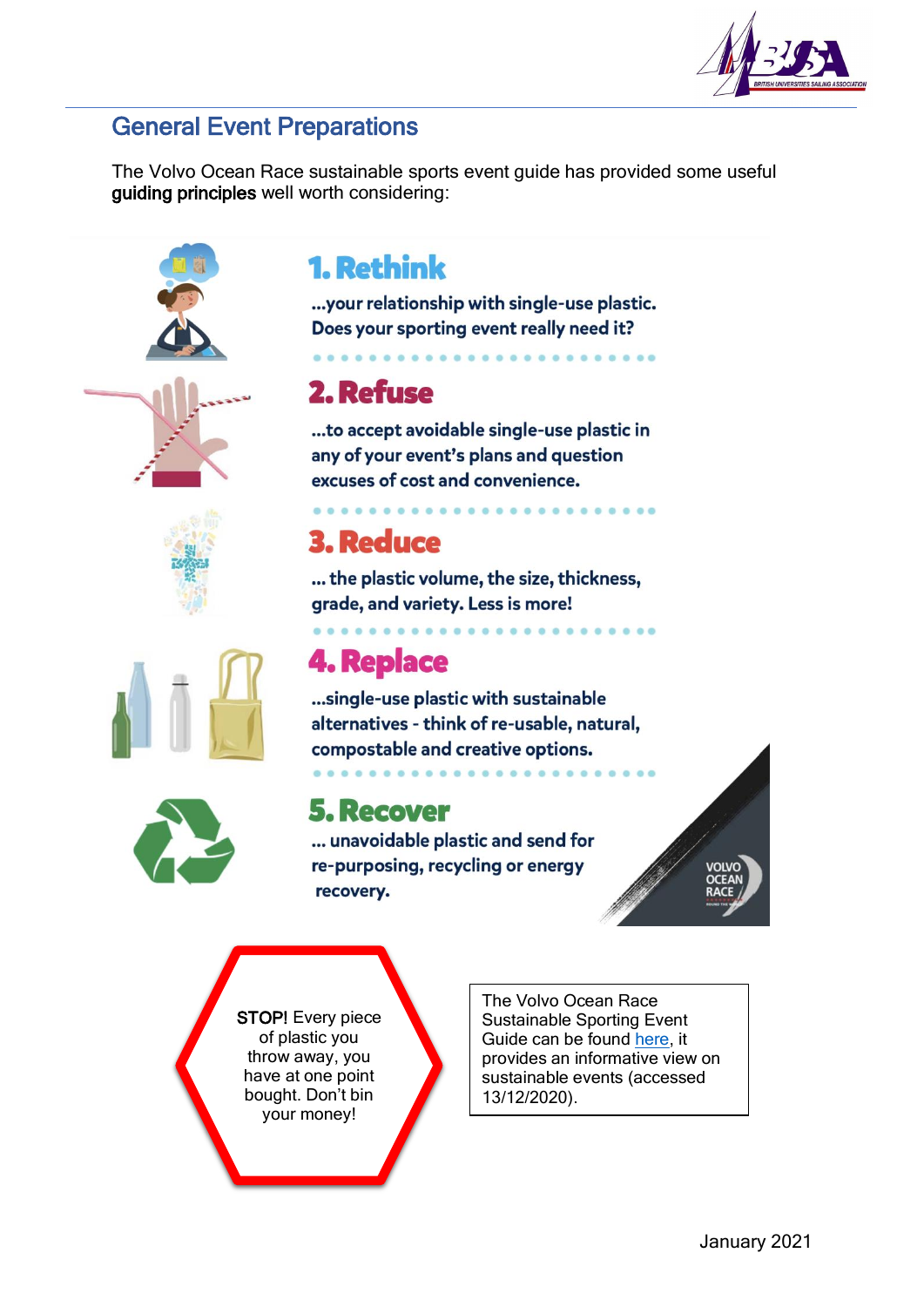## General Event Preparations

The Volvo Ocean Race sustainable sports event guide has provided some useful **guiding principles** well worth considering:

### 1. Rethink

...your relationship with single-use plastic. Does your sporting event really need it?

### 2. Refuse

...to accept avoidable single-use plastic in any of your event's plans and question excuses of cost and convenience.

### 3. Reduce

... the plastic volume, the size, thickness, grade, and variety. Less is more!

### 4. Replace

...single-use plastic with sustainable alternatives - think of re-usable, natural, compostable and creative options.

### 5. Recover

... unavoidable plastic and send for re-purposing, recycling or energy recovery.

STOP! Every piece of plastic you throw away, you have at one point bought. Don't bin your money!

The Volvo Ocean Race Sustainable Sporting Event Guide can be found here, it provides an informative view on sustainable events (accessed 13/12/2020).

January 2021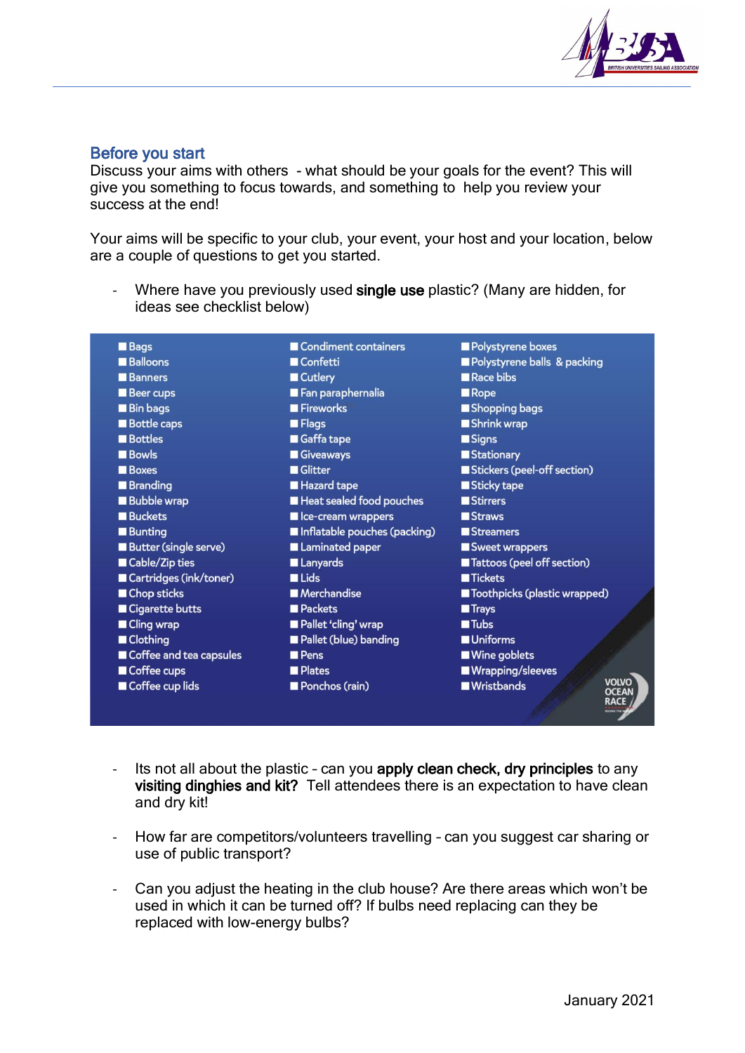## Before you start

Discuss your aims with others - what should be your goals for the event? This will give you something to focus towards, and something to help you review your success at the end!

Your aims will be specific to your club, your event, your host and your location, below are a couple of questions to get you started.

- Where have you previously used **single use** plastic? (Many are hidden, for ideas see checklist below)

| | | |
|---|---|---|
| Bags | Condiment containers | Polystyrene boxes |
| Balloons | Confetti | Polystyrene balls & packing |
| Banners | Cutlery | Race bibs |
| Beer cups | Fan paraphernalia | Rope |
| Bin bags | Fireworks | Shopping bags |
| Bottle caps | Flags | Shrink wrap |
| Bottles | Gaffa tape | Signs |
| Bowls | Giveaways | Stationary |
| Boxes | Glitter | Stickers (peel-off section) |
| Branding | Hazard tape | Sticky tape |
| Bubble wrap | Heat sealed food pouches | Stirrers |
| Buckets | Ice-cream wrappers | Straws |
| Bunting | Inflatable pouches (packing) | Streamers |
| Butter (single serve) | Laminated paper | Sweet wrappers |
| Cable/Zip ties | Lanyards | Tattoos (peel off section) |
| Cartridges (ink/toner) | Lids | Tickets |
| Chop sticks | Merchandise | Toothpicks (plastic wrapped) |
| Cigarette butts | Packets | Trays |
| Cling wrap | Pallet 'cling' wrap | Tubs |
| Clothing | Pallet (blue) banding | Uniforms |
| Coffee and tea capsules | Pens | Wine goblets |
| Coffee cups | Plates | Wrapping/sleeves |
| Coffee cup lids | Ponchos (rain) | Wristbands |

- Its not all about the plastic – can you **apply clean check, dry principles** to any **visiting dinghies and kit?** Tell attendees there is an expectation to have clean and dry kit!

- How far are competitors/volunteers travelling – can you suggest car sharing or use of public transport?

- Can you adjust the heating in the club house? Are there areas which won't be used in which it can be turned off? If bulbs need replacing can they be replaced with low-energy bulbs?

January 2021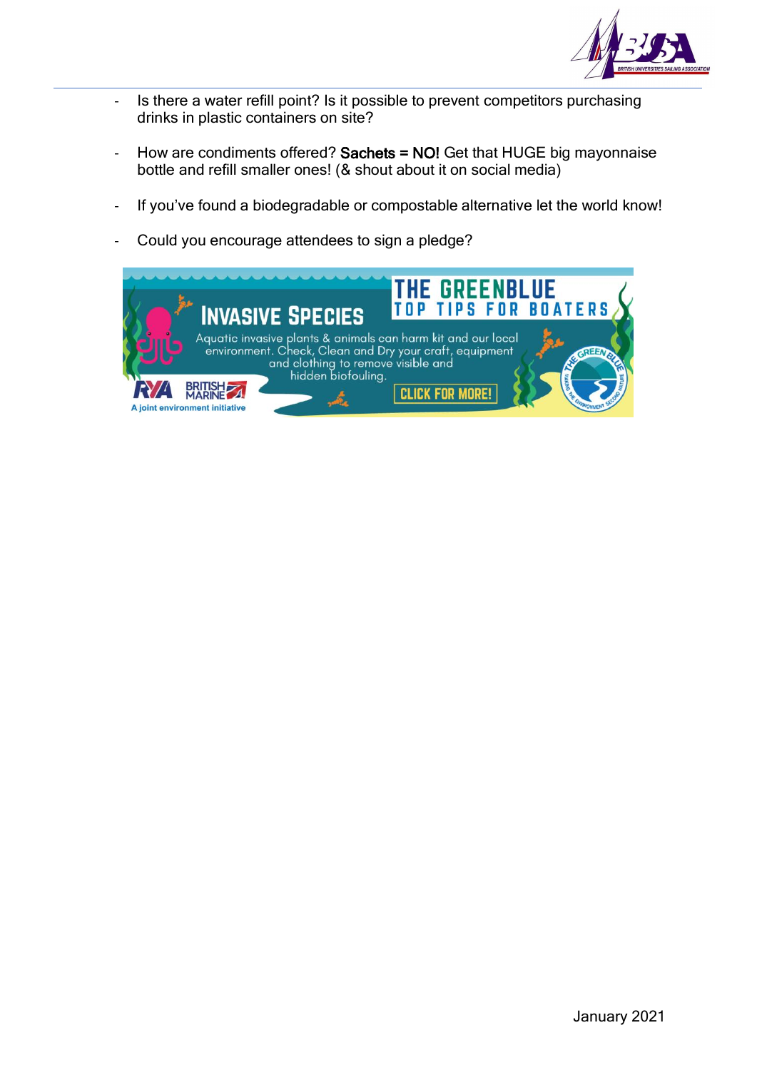- Is there a water refill point? Is it possible to prevent competitors purchasing drinks in plastic containers on site?

- How are condiments offered? **Sachets = NO!** Get that HUGE big mayonnaise bottle and refill smaller ones! (& shout about it on social media)

- If you've found a biodegradable or compostable alternative let the world know!

- Could you encourage attendees to sign a pledge?

INVASIVE SPECIES

THE GREENBLUE TOP TIPS FOR BOATERS

Aquatic invasive plants & animals can harm kit and our local environment. Check, Clean and Dry your craft, equipment and clothing to remove visible and hidden biofouling.

CLICK FOR MORE!

RYA BRITISH MARINE

A joint environment initiative

January 2021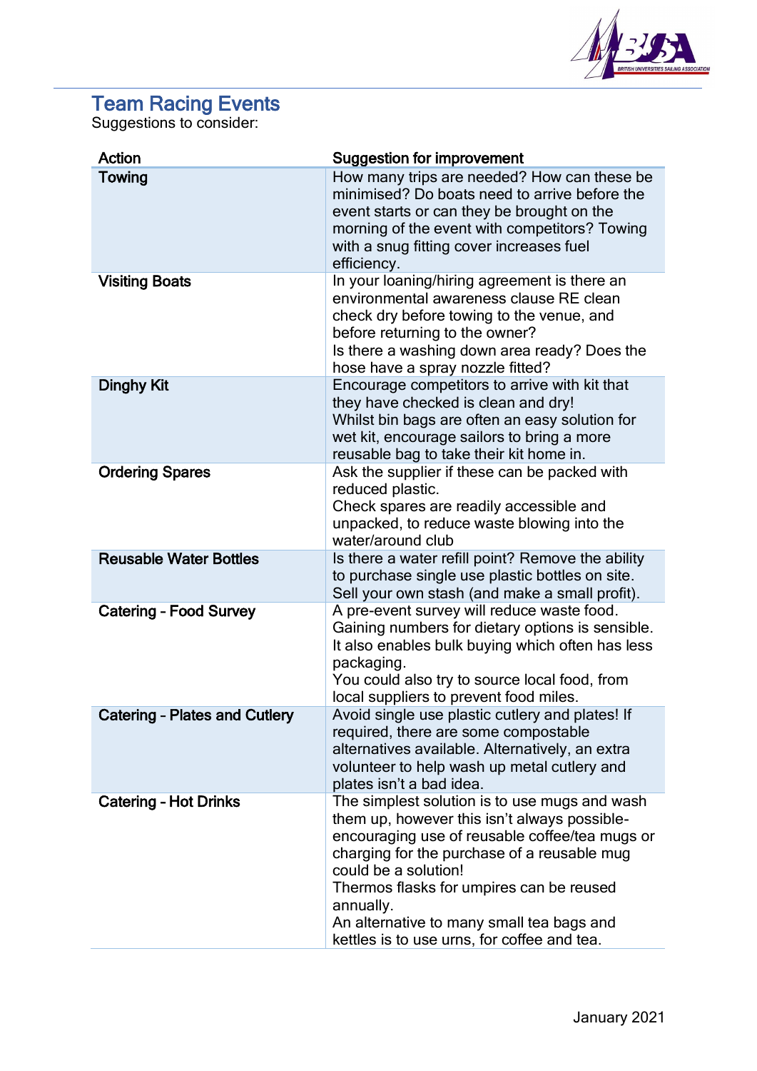## Team Racing Events

Suggestions to consider:

| Action | Suggestion for improvement |
|---|---|
| **Towing** | How many trips are needed? How can these be minimised? Do boats need to arrive before the event starts or can they be brought on the morning of the event with competitors? Towing with a snug fitting cover increases fuel efficiency. |
| **Visiting Boats** | In your loaning/hiring agreement is there an environmental awareness clause RE clean check dry before towing to the venue, and before returning to the owner?<br>Is there a washing down area ready? Does the hose have a spray nozzle fitted? |
| **Dinghy Kit** | Encourage competitors to arrive with kit that they have checked is clean and dry!<br>Whilst bin bags are often an easy solution for wet kit, encourage sailors to bring a more reusable bag to take their kit home in. |
| **Ordering Spares** | Ask the supplier if these can be packed with reduced plastic.<br>Check spares are readily accessible and unpacked, to reduce waste blowing into the water/around club |
| **Reusable Water Bottles** | Is there a water refill point? Remove the ability to purchase single use plastic bottles on site. Sell your own stash (and make a small profit). |
| **Catering - Food Survey** | A pre-event survey will reduce waste food. Gaining numbers for dietary options is sensible. It also enables bulk buying which often has less packaging.<br>You could also try to source local food, from local suppliers to prevent food miles. |
| **Catering - Plates and Cutlery** | Avoid single use plastic cutlery and plates! If required, there are some compostable alternatives available. Alternatively, an extra volunteer to help wash up metal cutlery and plates isn't a bad idea. |
| **Catering - Hot Drinks** | The simplest solution is to use mugs and wash them up, however this isn't always possible- encouraging use of reusable coffee/tea mugs or charging for the purchase of a reusable mug could be a solution!<br>Thermos flasks for umpires can be reused annually.<br>An alternative to many small tea bags and kettles is to use urns, for coffee and tea. |

January 2021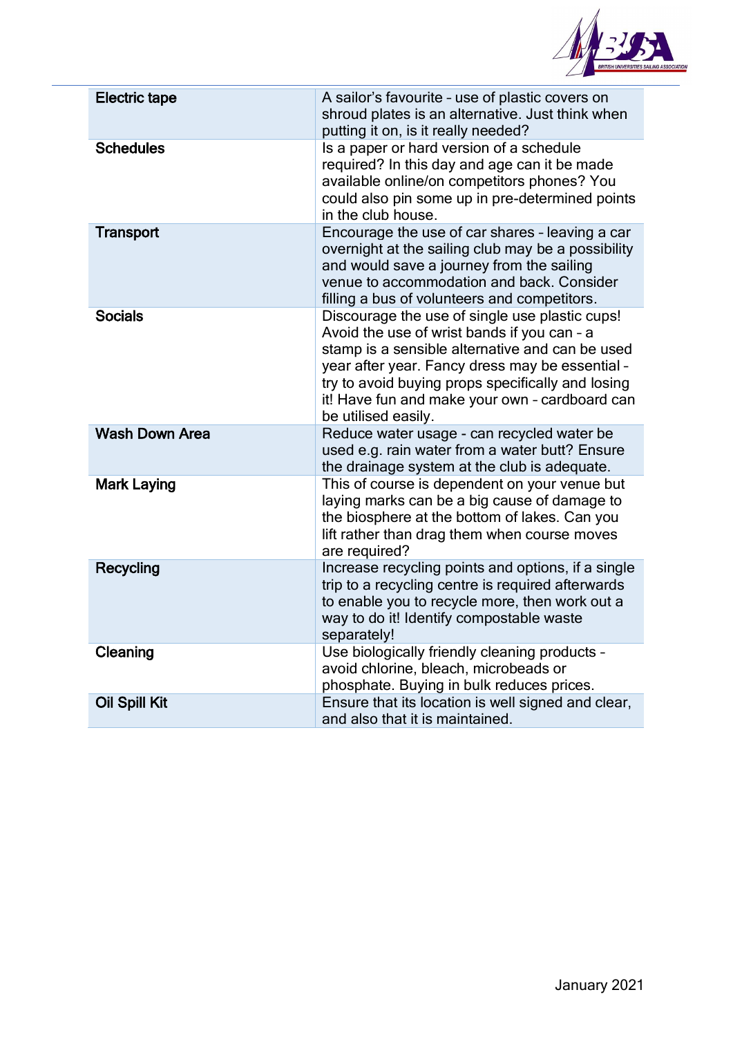| | |
|---|---|
| **Electric tape** | A sailor's favourite - use of plastic covers on shroud plates is an alternative. Just think when putting it on, is it really needed? |
| **Schedules** | Is a paper or hard version of a schedule required? In this day and age can it be made available online/on competitors phones? You could also pin some up in pre-determined points in the club house. |
| **Transport** | Encourage the use of car shares - leaving a car overnight at the sailing club may be a possibility and would save a journey from the sailing venue to accommodation and back. Consider filling a bus of volunteers and competitors. |
| **Socials** | Discourage the use of single use plastic cups! Avoid the use of wrist bands if you can - a stamp is a sensible alternative and can be used year after year. Fancy dress may be essential - try to avoid buying props specifically and losing it! Have fun and make your own - cardboard can be utilised easily. |
| **Wash Down Area** | Reduce water usage - can recycled water be used e.g. rain water from a water butt? Ensure the drainage system at the club is adequate. |
| **Mark Laying** | This of course is dependent on your venue but laying marks can be a big cause of damage to the biosphere at the bottom of lakes. Can you lift rather than drag them when course moves are required? |
| **Recycling** | Increase recycling points and options, if a single trip to a recycling centre is required afterwards to enable you to recycle more, then work out a way to do it! Identify compostable waste separately! |
| **Cleaning** | Use biologically friendly cleaning products - avoid chlorine, bleach, microbeads or phosphate. Buying in bulk reduces prices. |
| **Oil Spill Kit** | Ensure that its location is well signed and clear, and also that it is maintained. |

January 2021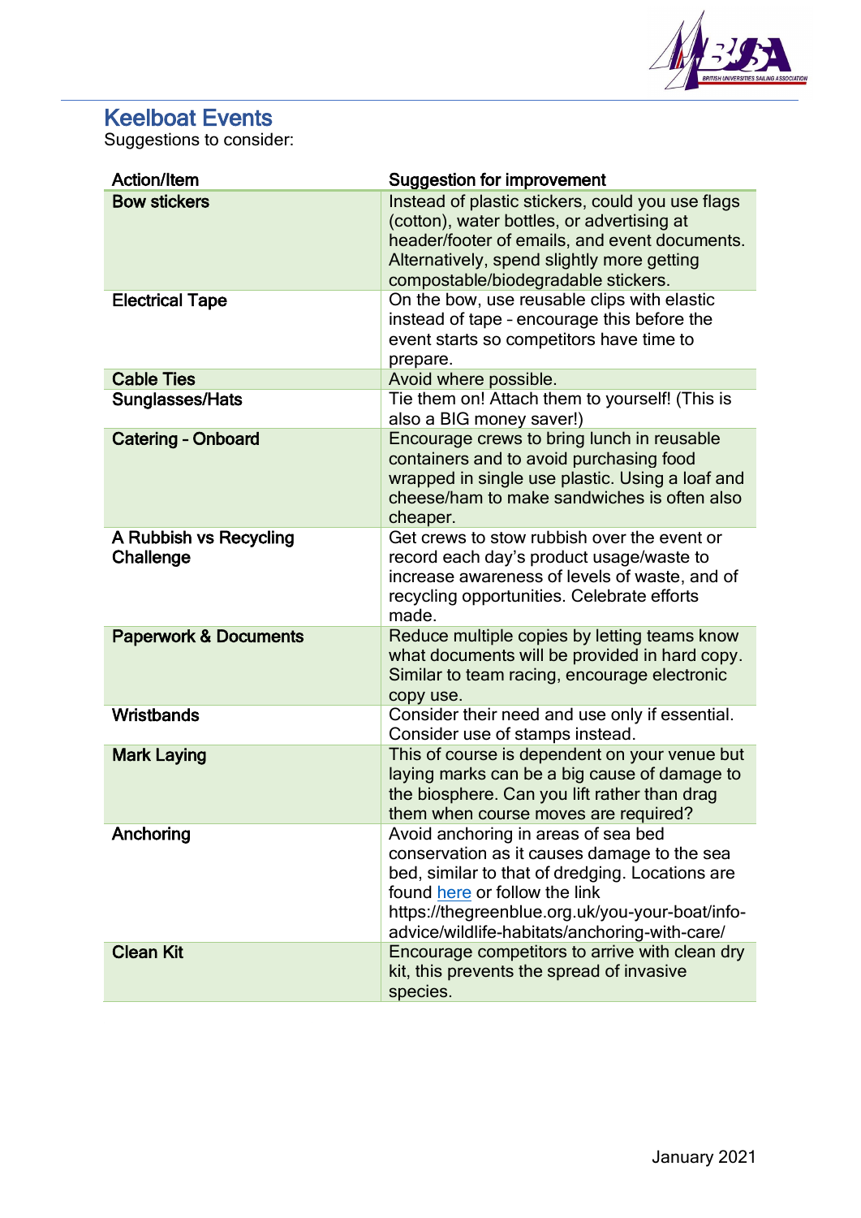## Keelboat Events

Suggestions to consider:

| Action/Item | Suggestion for improvement |
|---|---|
| **Bow stickers** | Instead of plastic stickers, could you use flags (cotton), water bottles, or advertising at header/footer of emails, and event documents. Alternatively, spend slightly more getting compostable/biodegradable stickers. |
| **Electrical Tape** | On the bow, use reusable clips with elastic instead of tape – encourage this before the event starts so competitors have time to prepare. |
| **Cable Ties** | Avoid where possible. |
| **Sunglasses/Hats** | Tie them on! Attach them to yourself! (This is also a BIG money saver!) |
| **Catering – Onboard** | Encourage crews to bring lunch in reusable containers and to avoid purchasing food wrapped in single use plastic. Using a loaf and cheese/ham to make sandwiches is often also cheaper. |
| **A Rubbish vs Recycling Challenge** | Get crews to stow rubbish over the event or record each day's product usage/waste to increase awareness of levels of waste, and of recycling opportunities. Celebrate efforts made. |
| **Paperwork & Documents** | Reduce multiple copies by letting teams know what documents will be provided in hard copy. Similar to team racing, encourage electronic copy use. |
| **Wristbands** | Consider their need and use only if essential. Consider use of stamps instead. |
| **Mark Laying** | This of course is dependent on your venue but laying marks can be a big cause of damage to the biosphere. Can you lift rather than drag them when course moves are required? |
| **Anchoring** | Avoid anchoring in areas of sea bed conservation as it causes damage to the sea bed, similar to that of dredging. Locations are found here or follow the link https://thegreenblue.org.uk/you-your-boat/info-advice/wildlife-habitats/anchoring-with-care/ |
| **Clean Kit** | Encourage competitors to arrive with clean dry kit, this prevents the spread of invasive species. |

January 2021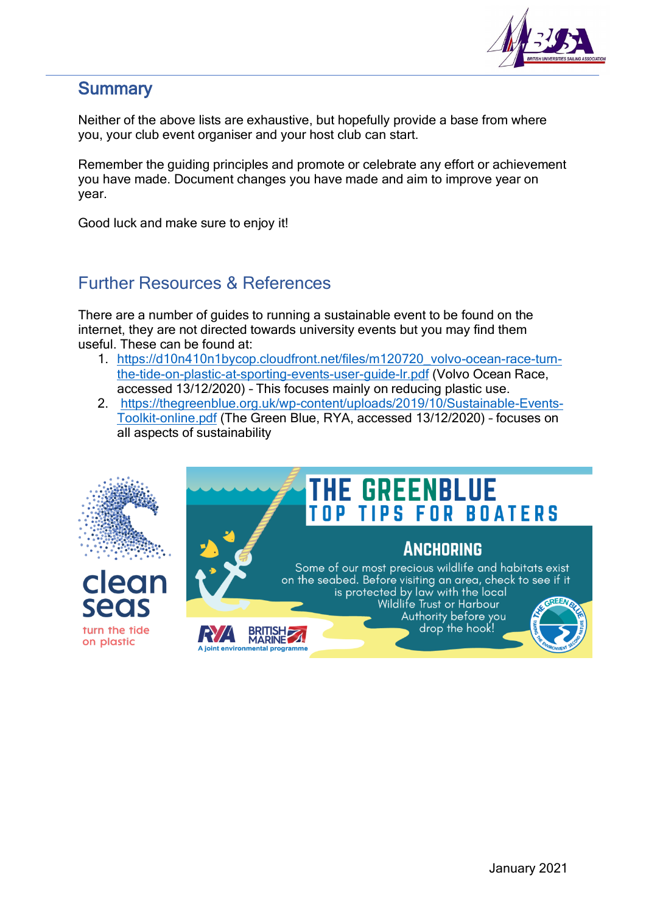## Summary

Neither of the above lists are exhaustive, but hopefully provide a base from where you, your club event organiser and your host club can start.

Remember the guiding principles and promote or celebrate any effort or achievement you have made. Document changes you have made and aim to improve year on year.

Good luck and make sure to enjoy it!

## Further Resources & References

There are a number of guides to running a sustainable event to be found on the internet, they are not directed towards university events but you may find them useful. These can be found at:

1. https://d10n410n1bycop.cloudfront.net/files/m120720_volvo-ocean-race-turn-the-tide-on-plastic-at-sporting-events-user-guide-lr.pdf (Volvo Ocean Race, accessed 13/12/2020) – This focuses mainly on reducing plastic use.
2. https://thegreenblue.org.uk/wp-content/uploads/2019/10/Sustainable-Events-Toolkit-online.pdf (The Green Blue, RYA, accessed 13/12/2020) – focuses on all aspects of sustainability

January 2021